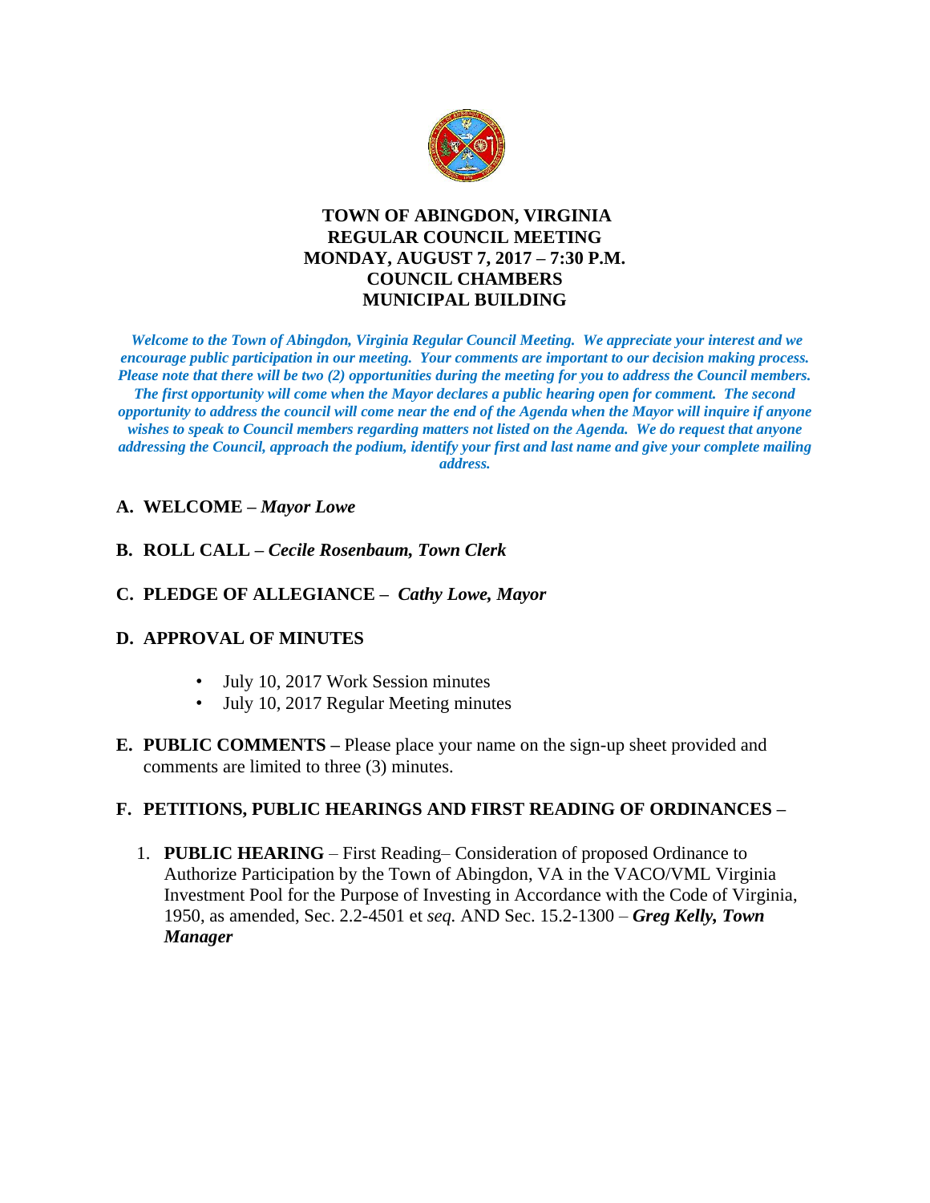# TOWN OF ABINGDON, VIRGINIA
## REGULAR COUNCIL MEETING
## MONDAY, AUGUST 7, 2017 – 7:30 P.M.
## COUNCIL CHAMBERS
## MUNICIPAL BUILDING

***Welcome to the Town of Abingdon, Virginia Regular Council Meeting. We appreciate your interest and we encourage public participation in our meeting. Your comments are important to our decision making process. Please note that there will be two (2) opportunities during the meeting for you to address the Council members. The first opportunity will come when the Mayor declares a public hearing open for comment. The second opportunity to address the council will come near the end of the Agenda when the Mayor will inquire if anyone wishes to speak to Council members regarding matters not listed on the Agenda. We do request that anyone addressing the Council, approach the podium, identify your first and last name and give your complete mailing address.***

**A. WELCOME –** ***Mayor Lowe***

**B. ROLL CALL –** ***Cecile Rosenbaum, Town Clerk***

**C. PLEDGE OF ALLEGIANCE –** ***Cathy Lowe, Mayor***

**D. APPROVAL OF MINUTES**

- July 10, 2017 Work Session minutes
- July 10, 2017 Regular Meeting minutes

**E. PUBLIC COMMENTS –** Please place your name on the sign-up sheet provided and comments are limited to three (3) minutes.

**F. PETITIONS, PUBLIC HEARINGS AND FIRST READING OF ORDINANCES –**

1. **PUBLIC HEARING** – First Reading– Consideration of proposed Ordinance to Authorize Participation by the Town of Abingdon, VA in the VACO/VML Virginia Investment Pool for the Purpose of Investing in Accordance with the Code of Virginia, 1950, as amended, Sec. 2.2-4501 et *seq.* AND Sec. 15.2-1300 – ***Greg Kelly, Town Manager***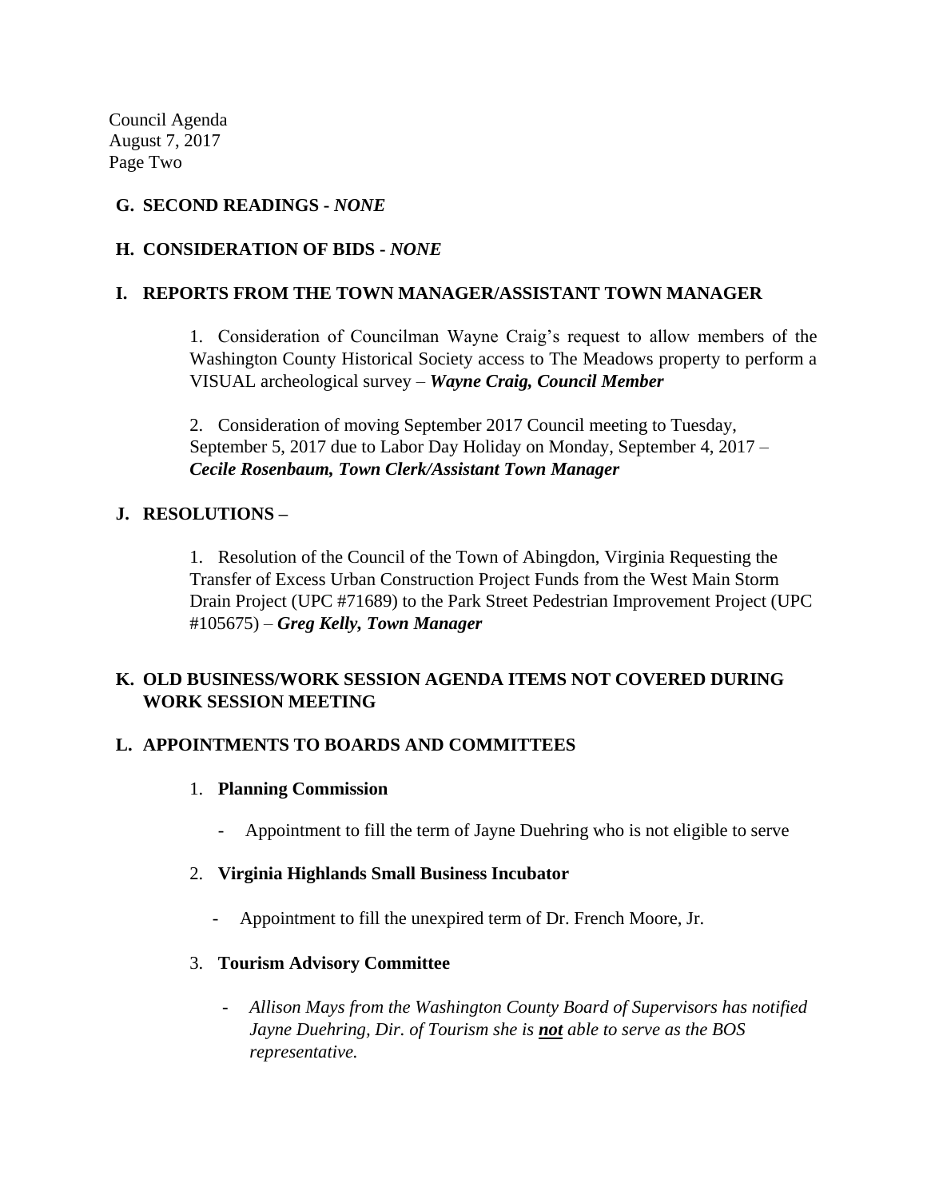Council Agenda
August 7, 2017
Page Two

**G. SECOND READINGS -** ***NONE***

**H. CONSIDERATION OF BIDS -** ***NONE***

**I. REPORTS FROM THE TOWN MANAGER/ASSISTANT TOWN MANAGER**

1. Consideration of Councilman Wayne Craig's request to allow members of the Washington County Historical Society access to The Meadows property to perform a VISUAL archeological survey – ***Wayne Craig, Council Member***

2. Consideration of moving September 2017 Council meeting to Tuesday, September 5, 2017 due to Labor Day Holiday on Monday, September 4, 2017 – ***Cecile Rosenbaum, Town Clerk/Assistant Town Manager***

**J. RESOLUTIONS –**

1. Resolution of the Council of the Town of Abingdon, Virginia Requesting the Transfer of Excess Urban Construction Project Funds from the West Main Storm Drain Project (UPC #71689) to the Park Street Pedestrian Improvement Project (UPC #105675) – ***Greg Kelly, Town Manager***

**K. OLD BUSINESS/WORK SESSION AGENDA ITEMS NOT COVERED DURING WORK SESSION MEETING**

**L. APPOINTMENTS TO BOARDS AND COMMITTEES**

1. **Planning Commission**
   - Appointment to fill the term of Jayne Duehring who is not eligible to serve

2. **Virginia Highlands Small Business Incubator**
   - Appointment to fill the unexpired term of Dr. French Moore, Jr.

3. **Tourism Advisory Committee**
   - *Allison Mays from the Washington County Board of Supervisors has notified Jayne Duehring, Dir. of Tourism she is* ***not*** *able to serve as the BOS representative.*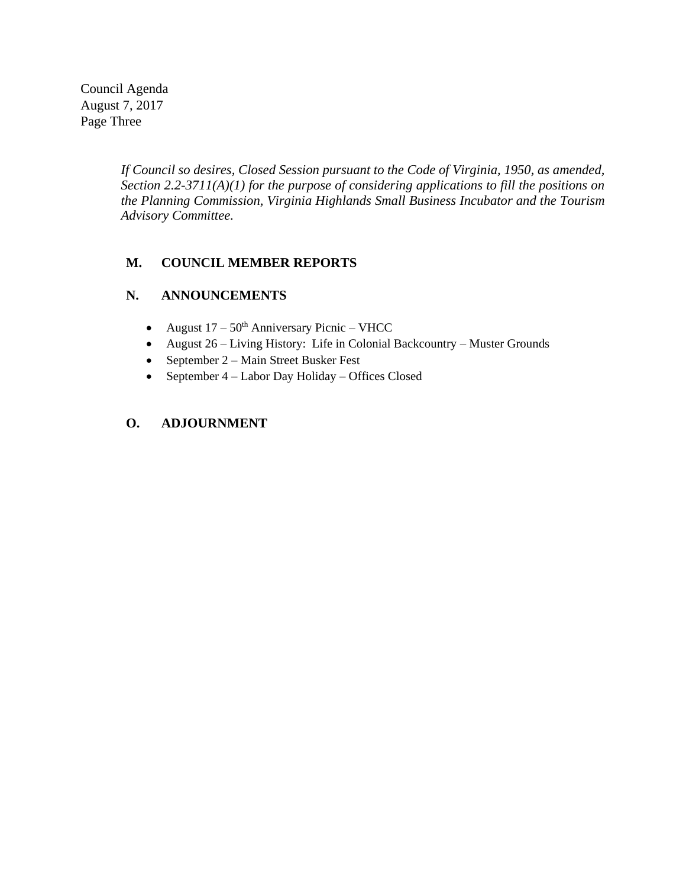*If Council so desires, Closed Session pursuant to the Code of Virginia, 1950, as amended, Section 2.2-3711(A)(1) for the purpose of considering applications to fill the positions on the Planning Commission, Virginia Highlands Small Business Incubator and the Tourism Advisory Committee.*

## M. COUNCIL MEMBER REPORTS

## N. ANNOUNCEMENTS

- August 17 – 50th Anniversary Picnic – VHCC
- August 26 – Living History: Life in Colonial Backcountry – Muster Grounds
- September 2 – Main Street Busker Fest
- September 4 – Labor Day Holiday – Offices Closed

## O. ADJOURNMENT